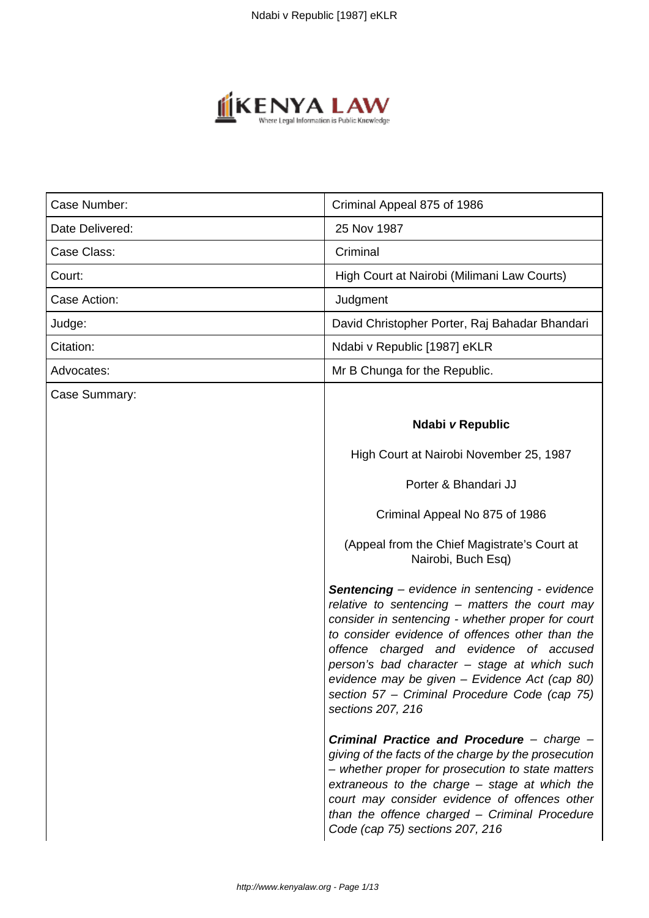| | |
|---|---|
| Case Number: | Criminal Appeal 875 of 1986 |
| Date Delivered: | 25 Nov 1987 |
| Case Class: | Criminal |
| Court: | High Court at Nairobi (Milimani Law Courts) |
| Case Action: | Judgment |
| Judge: | David Christopher Porter, Raj Bahadar Bhandari |
| Citation: | Ndabi v Republic [1987] eKLR |
| Advocates: | Mr B Chunga for the Republic. |
| Case Summary: | |

**Ndabi *v* Republic**

High Court at Nairobi November 25, 1987

Porter & Bhandari JJ

Criminal Appeal No 875 of 1986

(Appeal from the Chief Magistrate's Court at Nairobi, Buch Esq)

***Sentencing*** *– evidence in sentencing - evidence relative to sentencing – matters the court may consider in sentencing - whether proper for court to consider evidence of offences other than the offence charged and evidence of accused person's bad character – stage at which such evidence may be given – Evidence Act (cap 80) section 57 – Criminal Procedure Code (cap 75) sections 207, 216*

***Criminal Practice and Procedure*** *– charge – giving of the facts of the charge by the prosecution – whether proper for prosecution to state matters extraneous to the charge – stage at which the court may consider evidence of offences other than the offence charged – Criminal Procedure Code (cap 75) sections 207, 216*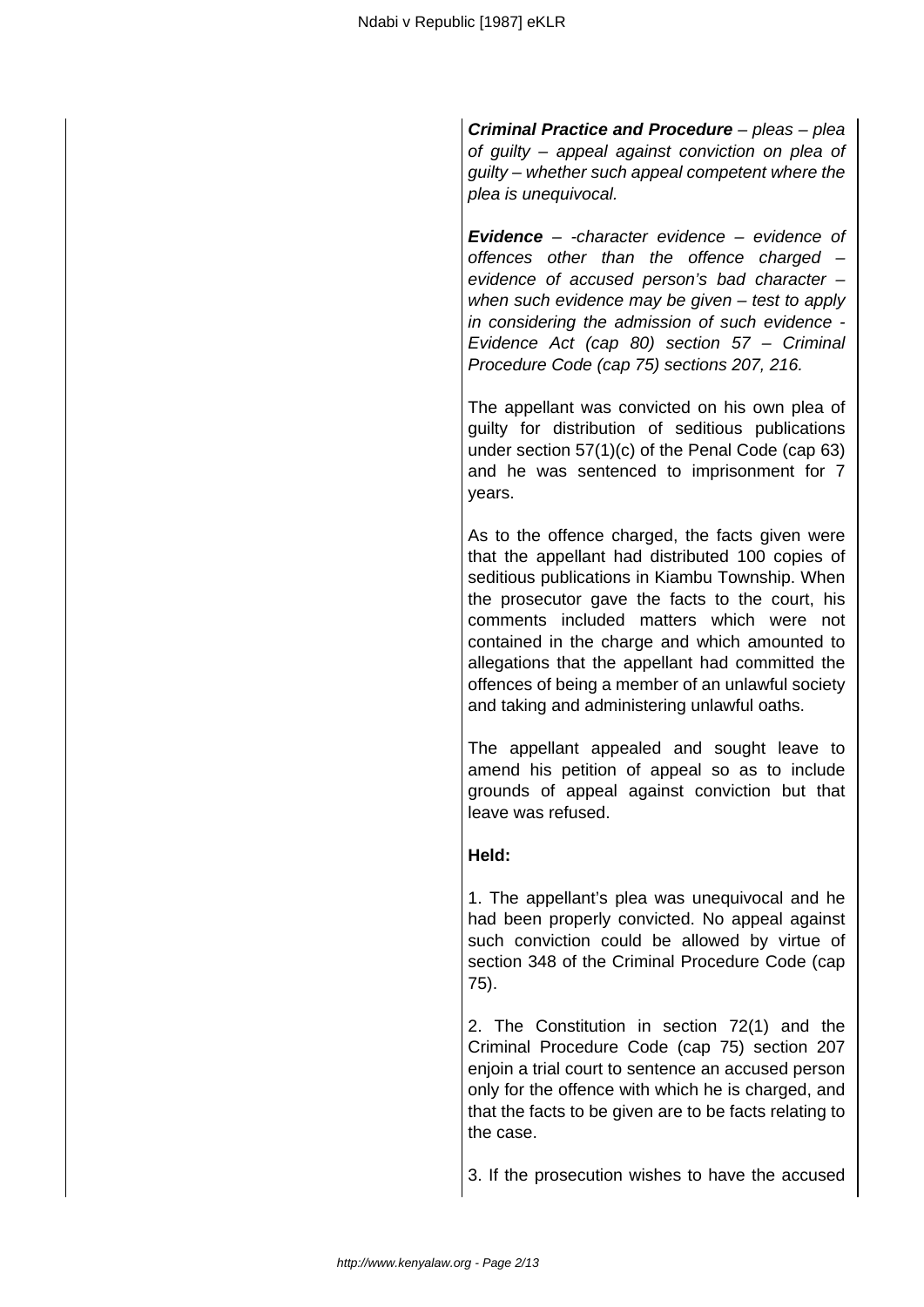***Criminal Practice and Procedure*** *– pleas – plea of guilty – appeal against conviction on plea of guilty – whether such appeal competent where the plea is unequivocal.*

***Evidence*** *– -character evidence – evidence of offences other than the offence charged – evidence of accused person's bad character – when such evidence may be given – test to apply in considering the admission of such evidence - Evidence Act (cap 80) section 57 – Criminal Procedure Code (cap 75) sections 207, 216.*

The appellant was convicted on his own plea of guilty for distribution of seditious publications under section 57(1)(c) of the Penal Code (cap 63) and he was sentenced to imprisonment for 7 years.

As to the offence charged, the facts given were that the appellant had distributed 100 copies of seditious publications in Kiambu Township. When the prosecutor gave the facts to the court, his comments included matters which were not contained in the charge and which amounted to allegations that the appellant had committed the offences of being a member of an unlawful society and taking and administering unlawful oaths.

The appellant appealed and sought leave to amend his petition of appeal so as to include grounds of appeal against conviction but that leave was refused.

**Held:**

1. The appellant's plea was unequivocal and he had been properly convicted. No appeal against such conviction could be allowed by virtue of section 348 of the Criminal Procedure Code (cap 75).

2. The Constitution in section 72(1) and the Criminal Procedure Code (cap 75) section 207 enjoin a trial court to sentence an accused person only for the offence with which he is charged, and that the facts to be given are to be facts relating to the case.

3. If the prosecution wishes to have the accused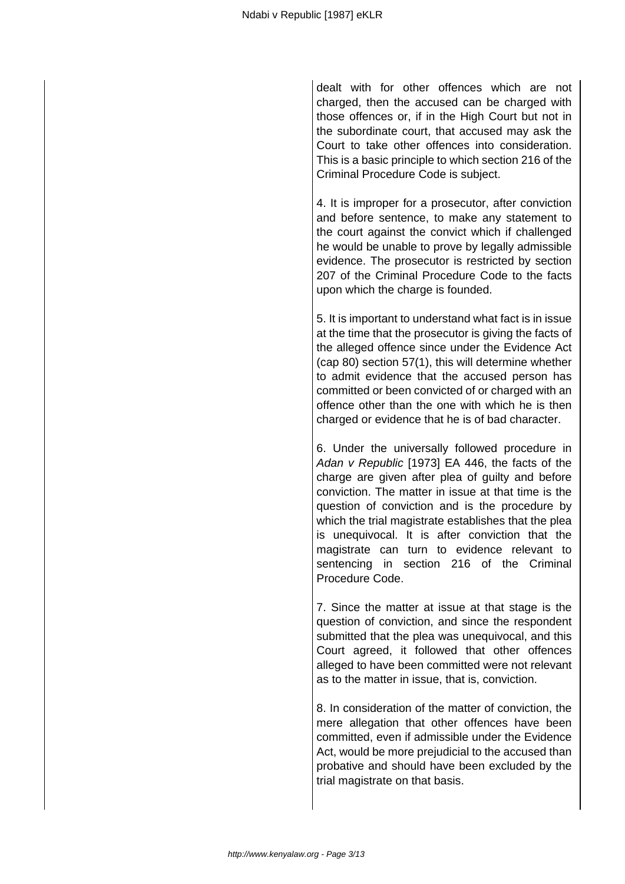dealt with for other offences which are not charged, then the accused can be charged with those offences or, if in the High Court but not in the subordinate court, that accused may ask the Court to take other offences into consideration. This is a basic principle to which section 216 of the Criminal Procedure Code is subject.

4. It is improper for a prosecutor, after conviction and before sentence, to make any statement to the court against the convict which if challenged he would be unable to prove by legally admissible evidence. The prosecutor is restricted by section 207 of the Criminal Procedure Code to the facts upon which the charge is founded.

5. It is important to understand what fact is in issue at the time that the prosecutor is giving the facts of the alleged offence since under the Evidence Act (cap 80) section 57(1), this will determine whether to admit evidence that the accused person has committed or been convicted of or charged with an offence other than the one with which he is then charged or evidence that he is of bad character.

6. Under the universally followed procedure in *Adan v Republic* [1973] EA 446, the facts of the charge are given after plea of guilty and before conviction. The matter in issue at that time is the question of conviction and is the procedure by which the trial magistrate establishes that the plea is unequivocal. It is after conviction that the magistrate can turn to evidence relevant to sentencing in section 216 of the Criminal Procedure Code.

7. Since the matter at issue at that stage is the question of conviction, and since the respondent submitted that the plea was unequivocal, and this Court agreed, it followed that other offences alleged to have been committed were not relevant as to the matter in issue, that is, conviction.

8. In consideration of the matter of conviction, the mere allegation that other offences have been committed, even if admissible under the Evidence Act, would be more prejudicial to the accused than probative and should have been excluded by the trial magistrate on that basis.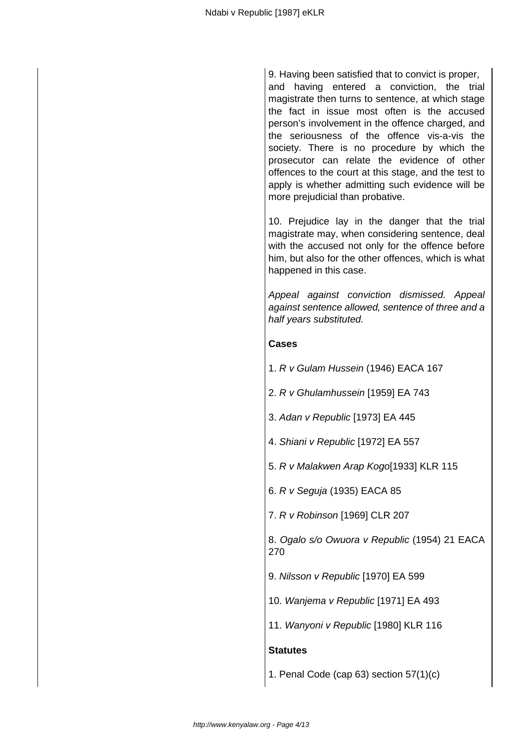9. Having been satisfied that to convict is proper, and having entered a conviction, the trial magistrate then turns to sentence, at which stage the fact in issue most often is the accused person's involvement in the offence charged, and the seriousness of the offence vis-a-vis the society. There is no procedure by which the prosecutor can relate the evidence of other offences to the court at this stage, and the test to apply is whether admitting such evidence will be more prejudicial than probative.

10. Prejudice lay in the danger that the trial magistrate may, when considering sentence, deal with the accused not only for the offence before him, but also for the other offences, which is what happened in this case.

*Appeal against conviction dismissed. Appeal against sentence allowed, sentence of three and a half years substituted.*

**Cases**

1. *R v Gulam Hussein* (1946) EACA 167

2. *R v Ghulamhussein* [1959] EA 743

3. *Adan v Republic* [1973] EA 445

4. *Shiani v Republic* [1972] EA 557

5. *R v Malakwen Arap Kogo*[1933] KLR 115

6. *R v Seguja* (1935) EACA 85

7. *R v Robinson* [1969] CLR 207

8. *Ogalo s/o Owuora v Republic* (1954) 21 EACA 270

9. *Nilsson v Republic* [1970] EA 599

10. *Wanjema v Republic* [1971] EA 493

11. *Wanyoni v Republic* [1980] KLR 116

**Statutes**

1. Penal Code (cap 63) section 57(1)(c)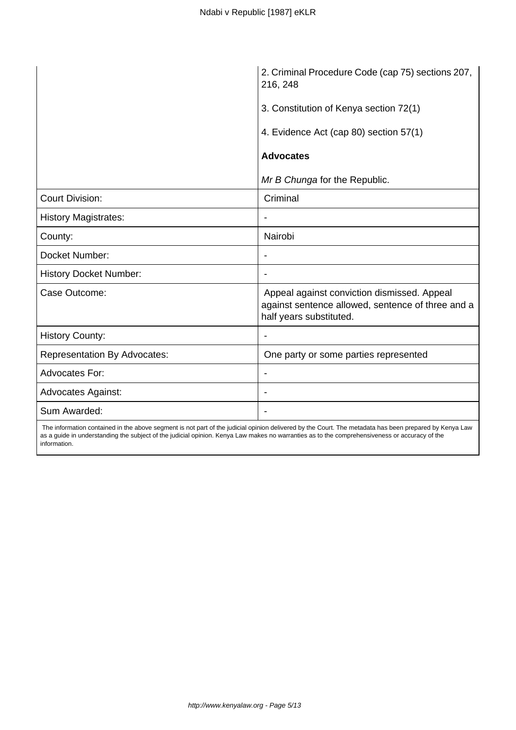| | |
|---|---|
| | 2. Criminal Procedure Code (cap 75) sections 207, 216, 248<br><br>3. Constitution of Kenya section 72(1)<br><br>4. Evidence Act (cap 80) section 57(1)<br><br>**Advocates**<br><br>*Mr B Chunga* for the Republic. |
| Court Division: | Criminal |
| History Magistrates: | - |
| County: | Nairobi |
| Docket Number: | - |
| History Docket Number: | - |
| Case Outcome: | Appeal against conviction dismissed. Appeal against sentence allowed, sentence of three and a half years substituted. |
| History County: | - |
| Representation By Advocates: | One party or some parties represented |
| Advocates For: | - |
| Advocates Against: | - |
| Sum Awarded: | - |

The information contained in the above segment is not part of the judicial opinion delivered by the Court. The metadata has been prepared by Kenya Law as a guide in understanding the subject of the judicial opinion. Kenya Law makes no warranties as to the comprehensiveness or accuracy of the information.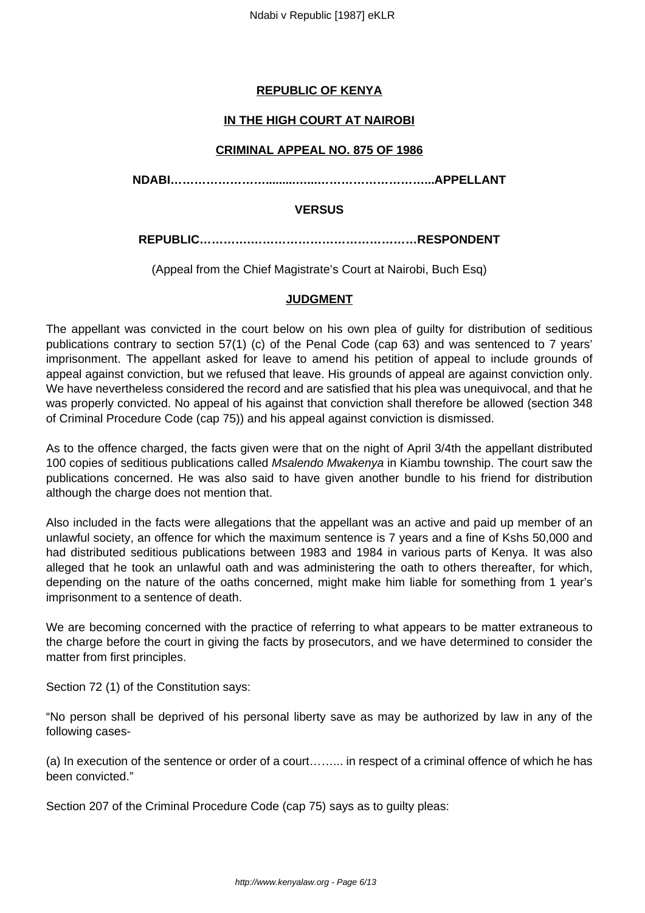**REPUBLIC OF KENYA**

**IN THE HIGH COURT AT NAIROBI**

**CRIMINAL APPEAL NO. 875 OF 1986**

**NDABI…………………….............…………………………..APPELLANT**

**VERSUS**

**REPUBLIC………….………………………………………RESPONDENT**

(Appeal from the Chief Magistrate's Court at Nairobi, Buch Esq)

**JUDGMENT**

The appellant was convicted in the court below on his own plea of guilty for distribution of seditious publications contrary to section 57(1) (c) of the Penal Code (cap 63) and was sentenced to 7 years' imprisonment. The appellant asked for leave to amend his petition of appeal to include grounds of appeal against conviction, but we refused that leave. His grounds of appeal are against conviction only. We have nevertheless considered the record and are satisfied that his plea was unequivocal, and that he was properly convicted. No appeal of his against that conviction shall therefore be allowed (section 348 of Criminal Procedure Code (cap 75)) and his appeal against conviction is dismissed.

As to the offence charged, the facts given were that on the night of April 3/4th the appellant distributed 100 copies of seditious publications called *Msalendo Mwakenya* in Kiambu township. The court saw the publications concerned. He was also said to have given another bundle to his friend for distribution although the charge does not mention that.

Also included in the facts were allegations that the appellant was an active and paid up member of an unlawful society, an offence for which the maximum sentence is 7 years and a fine of Kshs 50,000 and had distributed seditious publications between 1983 and 1984 in various parts of Kenya. It was also alleged that he took an unlawful oath and was administering the oath to others thereafter, for which, depending on the nature of the oaths concerned, might make him liable for something from 1 year's imprisonment to a sentence of death.

We are becoming concerned with the practice of referring to what appears to be matter extraneous to the charge before the court in giving the facts by prosecutors, and we have determined to consider the matter from first principles.

Section 72 (1) of the Constitution says:

"No person shall be deprived of his personal liberty save as may be authorized by law in any of the following cases-

(a) In execution of the sentence or order of a court……... in respect of a criminal offence of which he has been convicted."

Section 207 of the Criminal Procedure Code (cap 75) says as to guilty pleas: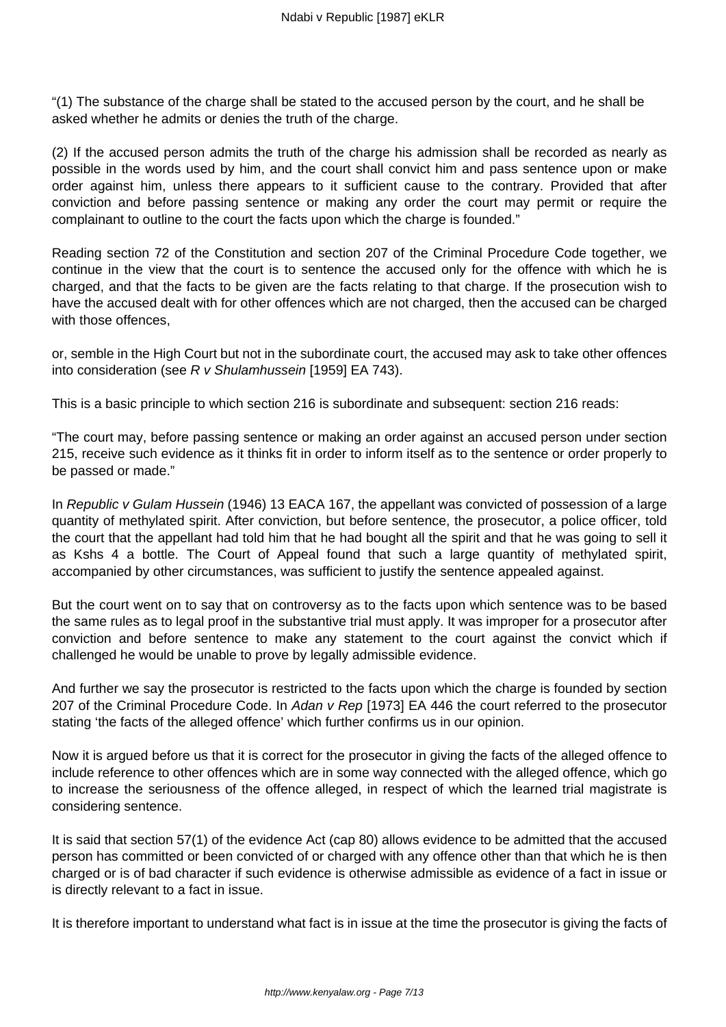"(1) The substance of the charge shall be stated to the accused person by the court, and he shall be asked whether he admits or denies the truth of the charge.

(2) If the accused person admits the truth of the charge his admission shall be recorded as nearly as possible in the words used by him, and the court shall convict him and pass sentence upon or make order against him, unless there appears to it sufficient cause to the contrary. Provided that after conviction and before passing sentence or making any order the court may permit or require the complainant to outline to the court the facts upon which the charge is founded."

Reading section 72 of the Constitution and section 207 of the Criminal Procedure Code together, we continue in the view that the court is to sentence the accused only for the offence with which he is charged, and that the facts to be given are the facts relating to that charge. If the prosecution wish to have the accused dealt with for other offences which are not charged, then the accused can be charged with those offences,

or, semble in the High Court but not in the subordinate court, the accused may ask to take other offences into consideration (see *R v Shulamhussein* [1959] EA 743).

This is a basic principle to which section 216 is subordinate and subsequent: section 216 reads:

"The court may, before passing sentence or making an order against an accused person under section 215, receive such evidence as it thinks fit in order to inform itself as to the sentence or order properly to be passed or made."

In *Republic v Gulam Hussein* (1946) 13 EACA 167, the appellant was convicted of possession of a large quantity of methylated spirit. After conviction, but before sentence, the prosecutor, a police officer, told the court that the appellant had told him that he had bought all the spirit and that he was going to sell it as Kshs 4 a bottle. The Court of Appeal found that such a large quantity of methylated spirit, accompanied by other circumstances, was sufficient to justify the sentence appealed against.

But the court went on to say that on controversy as to the facts upon which sentence was to be based the same rules as to legal proof in the substantive trial must apply. It was improper for a prosecutor after conviction and before sentence to make any statement to the court against the convict which if challenged he would be unable to prove by legally admissible evidence.

And further we say the prosecutor is restricted to the facts upon which the charge is founded by section 207 of the Criminal Procedure Code. In *Adan v Rep* [1973] EA 446 the court referred to the prosecutor stating 'the facts of the alleged offence' which further confirms us in our opinion.

Now it is argued before us that it is correct for the prosecutor in giving the facts of the alleged offence to include reference to other offences which are in some way connected with the alleged offence, which go to increase the seriousness of the offence alleged, in respect of which the learned trial magistrate is considering sentence.

It is said that section 57(1) of the evidence Act (cap 80) allows evidence to be admitted that the accused person has committed or been convicted of or charged with any offence other than that which he is then charged or is of bad character if such evidence is otherwise admissible as evidence of a fact in issue or is directly relevant to a fact in issue.

It is therefore important to understand what fact is in issue at the time the prosecutor is giving the facts of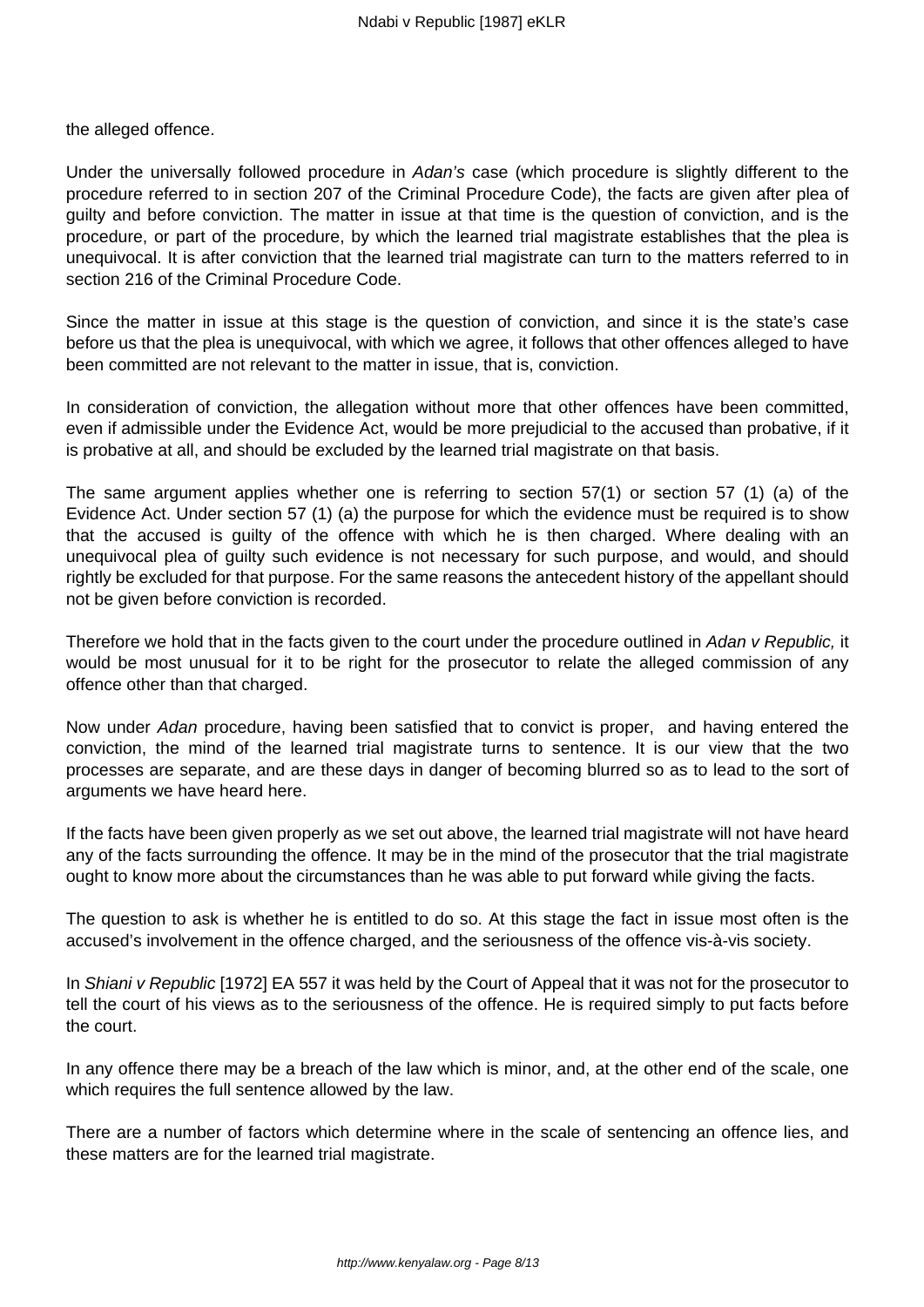the alleged offence.

Under the universally followed procedure in *Adan's* case (which procedure is slightly different to the procedure referred to in section 207 of the Criminal Procedure Code), the facts are given after plea of guilty and before conviction. The matter in issue at that time is the question of conviction, and is the procedure, or part of the procedure, by which the learned trial magistrate establishes that the plea is unequivocal. It is after conviction that the learned trial magistrate can turn to the matters referred to in section 216 of the Criminal Procedure Code.

Since the matter in issue at this stage is the question of conviction, and since it is the state's case before us that the plea is unequivocal, with which we agree, it follows that other offences alleged to have been committed are not relevant to the matter in issue, that is, conviction.

In consideration of conviction, the allegation without more that other offences have been committed, even if admissible under the Evidence Act, would be more prejudicial to the accused than probative, if it is probative at all, and should be excluded by the learned trial magistrate on that basis.

The same argument applies whether one is referring to section 57(1) or section 57 (1) (a) of the Evidence Act. Under section 57 (1) (a) the purpose for which the evidence must be required is to show that the accused is guilty of the offence with which he is then charged. Where dealing with an unequivocal plea of guilty such evidence is not necessary for such purpose, and would, and should rightly be excluded for that purpose. For the same reasons the antecedent history of the appellant should not be given before conviction is recorded.

Therefore we hold that in the facts given to the court under the procedure outlined in *Adan v Republic,* it would be most unusual for it to be right for the prosecutor to relate the alleged commission of any offence other than that charged.

Now under *Adan* procedure, having been satisfied that to convict is proper, and having entered the conviction, the mind of the learned trial magistrate turns to sentence. It is our view that the two processes are separate, and are these days in danger of becoming blurred so as to lead to the sort of arguments we have heard here.

If the facts have been given properly as we set out above, the learned trial magistrate will not have heard any of the facts surrounding the offence. It may be in the mind of the prosecutor that the trial magistrate ought to know more about the circumstances than he was able to put forward while giving the facts.

The question to ask is whether he is entitled to do so. At this stage the fact in issue most often is the accused's involvement in the offence charged, and the seriousness of the offence vis-à-vis society.

In *Shiani v Republic* [1972] EA 557 it was held by the Court of Appeal that it was not for the prosecutor to tell the court of his views as to the seriousness of the offence. He is required simply to put facts before the court.

In any offence there may be a breach of the law which is minor, and, at the other end of the scale, one which requires the full sentence allowed by the law.

There are a number of factors which determine where in the scale of sentencing an offence lies, and these matters are for the learned trial magistrate.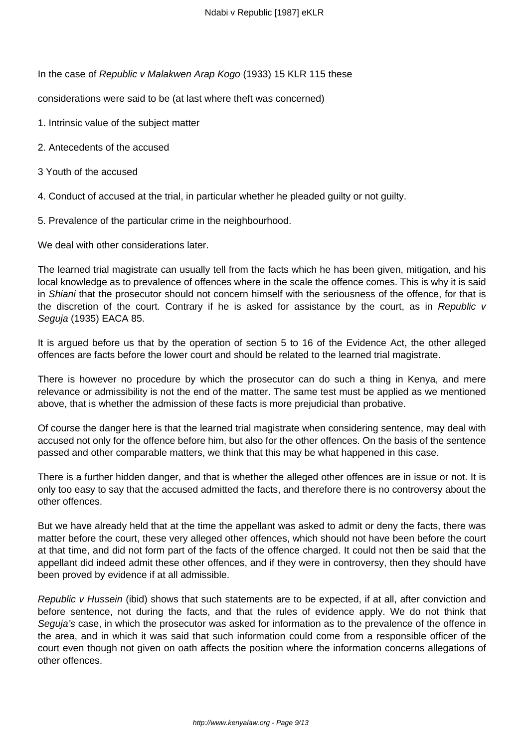In the case of *Republic v Malakwen Arap Kogo* (1933) 15 KLR 115 these

considerations were said to be (at last where theft was concerned)

1. Intrinsic value of the subject matter
2. Antecedents of the accused
3 Youth of the accused
4. Conduct of accused at the trial, in particular whether he pleaded guilty or not guilty.
5. Prevalence of the particular crime in the neighbourhood.

We deal with other considerations later.

The learned trial magistrate can usually tell from the facts which he has been given, mitigation, and his local knowledge as to prevalence of offences where in the scale the offence comes. This is why it is said in *Shiani* that the prosecutor should not concern himself with the seriousness of the offence, for that is the discretion of the court. Contrary if he is asked for assistance by the court, as in *Republic v Seguja* (1935) EACA 85.

It is argued before us that by the operation of section 5 to 16 of the Evidence Act, the other alleged offences are facts before the lower court and should be related to the learned trial magistrate.

There is however no procedure by which the prosecutor can do such a thing in Kenya, and mere relevance or admissibility is not the end of the matter. The same test must be applied as we mentioned above, that is whether the admission of these facts is more prejudicial than probative.

Of course the danger here is that the learned trial magistrate when considering sentence, may deal with accused not only for the offence before him, but also for the other offences. On the basis of the sentence passed and other comparable matters, we think that this may be what happened in this case.

There is a further hidden danger, and that is whether the alleged other offences are in issue or not. It is only too easy to say that the accused admitted the facts, and therefore there is no controversy about the other offences.

But we have already held that at the time the appellant was asked to admit or deny the facts, there was matter before the court, these very alleged other offences, which should not have been before the court at that time, and did not form part of the facts of the offence charged. It could not then be said that the appellant did indeed admit these other offences, and if they were in controversy, then they should have been proved by evidence if at all admissible.

*Republic v Hussein* (ibid) shows that such statements are to be expected, if at all, after conviction and before sentence, not during the facts, and that the rules of evidence apply. We do not think that *Seguja's* case, in which the prosecutor was asked for information as to the prevalence of the offence in the area, and in which it was said that such information could come from a responsible officer of the court even though not given on oath affects the position where the information concerns allegations of other offences.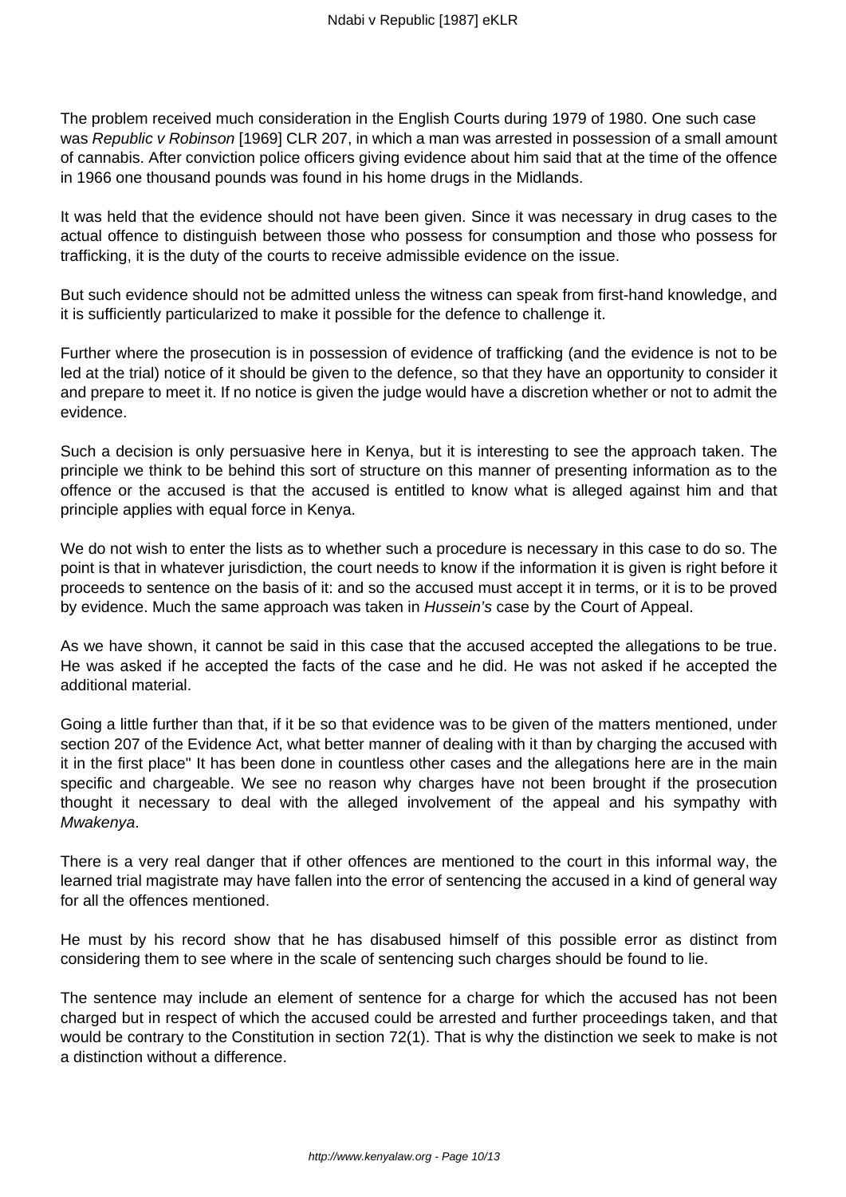The problem received much consideration in the English Courts during 1979 of 1980. One such case was *Republic v Robinson* [1969] CLR 207, in which a man was arrested in possession of a small amount of cannabis. After conviction police officers giving evidence about him said that at the time of the offence in 1966 one thousand pounds was found in his home drugs in the Midlands.

It was held that the evidence should not have been given. Since it was necessary in drug cases to the actual offence to distinguish between those who possess for consumption and those who possess for trafficking, it is the duty of the courts to receive admissible evidence on the issue.

But such evidence should not be admitted unless the witness can speak from first-hand knowledge, and it is sufficiently particularized to make it possible for the defence to challenge it.

Further where the prosecution is in possession of evidence of trafficking (and the evidence is not to be led at the trial) notice of it should be given to the defence, so that they have an opportunity to consider it and prepare to meet it. If no notice is given the judge would have a discretion whether or not to admit the evidence.

Such a decision is only persuasive here in Kenya, but it is interesting to see the approach taken. The principle we think to be behind this sort of structure on this manner of presenting information as to the offence or the accused is that the accused is entitled to know what is alleged against him and that principle applies with equal force in Kenya.

We do not wish to enter the lists as to whether such a procedure is necessary in this case to do so. The point is that in whatever jurisdiction, the court needs to know if the information it is given is right before it proceeds to sentence on the basis of it: and so the accused must accept it in terms, or it is to be proved by evidence. Much the same approach was taken in *Hussein's* case by the Court of Appeal.

As we have shown, it cannot be said in this case that the accused accepted the allegations to be true. He was asked if he accepted the facts of the case and he did. He was not asked if he accepted the additional material.

Going a little further than that, if it be so that evidence was to be given of the matters mentioned, under section 207 of the Evidence Act, what better manner of dealing with it than by charging the accused with it in the first place" It has been done in countless other cases and the allegations here are in the main specific and chargeable. We see no reason why charges have not been brought if the prosecution thought it necessary to deal with the alleged involvement of the appeal and his sympathy with *Mwakenya*.

There is a very real danger that if other offences are mentioned to the court in this informal way, the learned trial magistrate may have fallen into the error of sentencing the accused in a kind of general way for all the offences mentioned.

He must by his record show that he has disabused himself of this possible error as distinct from considering them to see where in the scale of sentencing such charges should be found to lie.

The sentence may include an element of sentence for a charge for which the accused has not been charged but in respect of which the accused could be arrested and further proceedings taken, and that would be contrary to the Constitution in section 72(1). That is why the distinction we seek to make is not a distinction without a difference.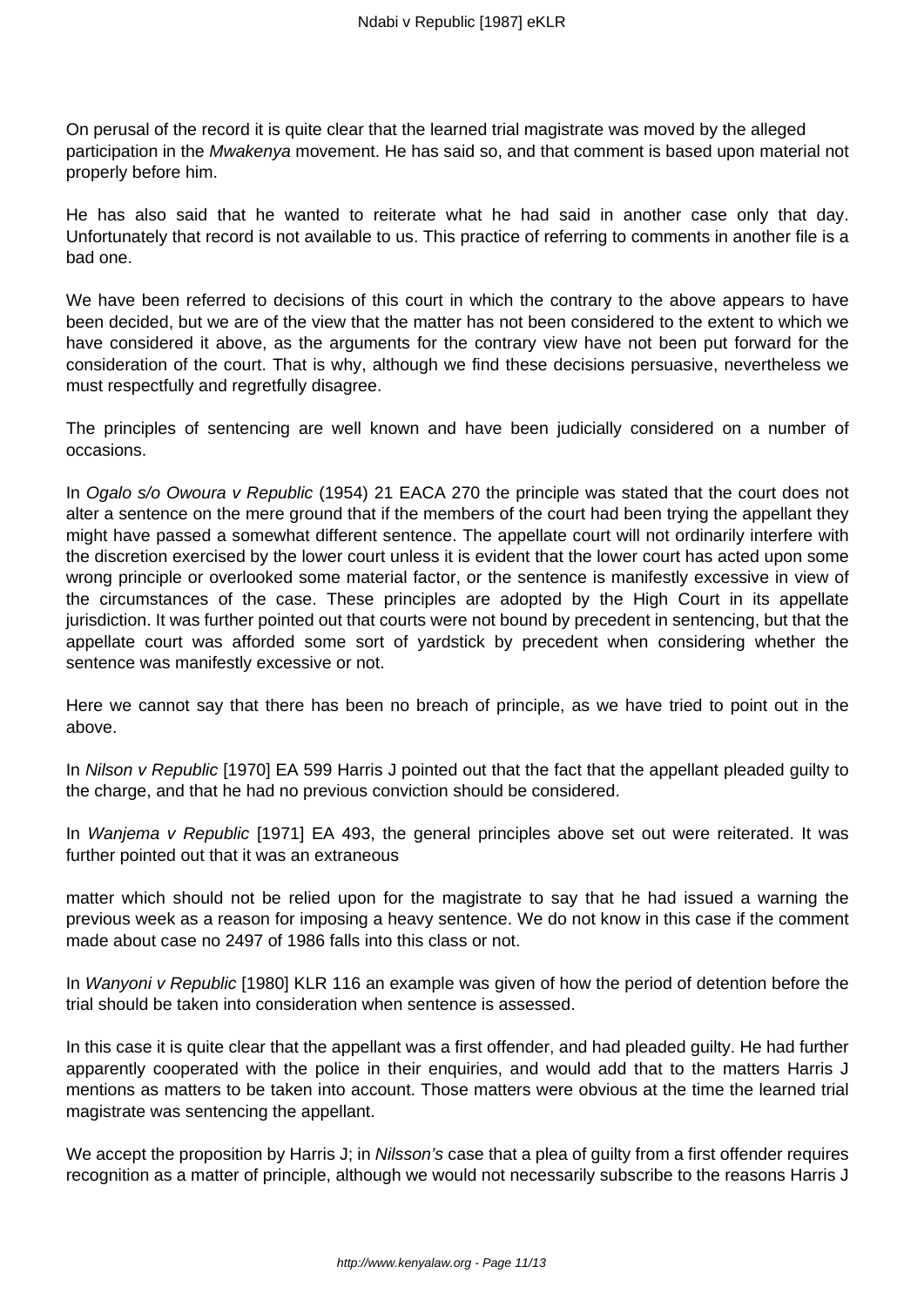On perusal of the record it is quite clear that the learned trial magistrate was moved by the alleged participation in the *Mwakenya* movement. He has said so, and that comment is based upon material not properly before him.

He has also said that he wanted to reiterate what he had said in another case only that day. Unfortunately that record is not available to us. This practice of referring to comments in another file is a bad one.

We have been referred to decisions of this court in which the contrary to the above appears to have been decided, but we are of the view that the matter has not been considered to the extent to which we have considered it above, as the arguments for the contrary view have not been put forward for the consideration of the court. That is why, although we find these decisions persuasive, nevertheless we must respectfully and regretfully disagree.

The principles of sentencing are well known and have been judicially considered on a number of occasions.

In *Ogalo s/o Owoura v Republic* (1954) 21 EACA 270 the principle was stated that the court does not alter a sentence on the mere ground that if the members of the court had been trying the appellant they might have passed a somewhat different sentence. The appellate court will not ordinarily interfere with the discretion exercised by the lower court unless it is evident that the lower court has acted upon some wrong principle or overlooked some material factor, or the sentence is manifestly excessive in view of the circumstances of the case. These principles are adopted by the High Court in its appellate jurisdiction. It was further pointed out that courts were not bound by precedent in sentencing, but that the appellate court was afforded some sort of yardstick by precedent when considering whether the sentence was manifestly excessive or not.

Here we cannot say that there has been no breach of principle, as we have tried to point out in the above.

In *Nilson v Republic* [1970] EA 599 Harris J pointed out that the fact that the appellant pleaded guilty to the charge, and that he had no previous conviction should be considered.

In *Wanjema v Republic* [1971] EA 493, the general principles above set out were reiterated. It was further pointed out that it was an extraneous matter which should not be relied upon for the magistrate to say that he had issued a warning the previous week as a reason for imposing a heavy sentence. We do not know in this case if the comment made about case no 2497 of 1986 falls into this class or not.

In *Wanyoni v Republic* [1980] KLR 116 an example was given of how the period of detention before the trial should be taken into consideration when sentence is assessed.

In this case it is quite clear that the appellant was a first offender, and had pleaded guilty. He had further apparently cooperated with the police in their enquiries, and would add that to the matters Harris J mentions as matters to be taken into account. Those matters were obvious at the time the learned trial magistrate was sentencing the appellant.

We accept the proposition by Harris J; in *Nilsson's* case that a plea of guilty from a first offender requires recognition as a matter of principle, although we would not necessarily subscribe to the reasons Harris J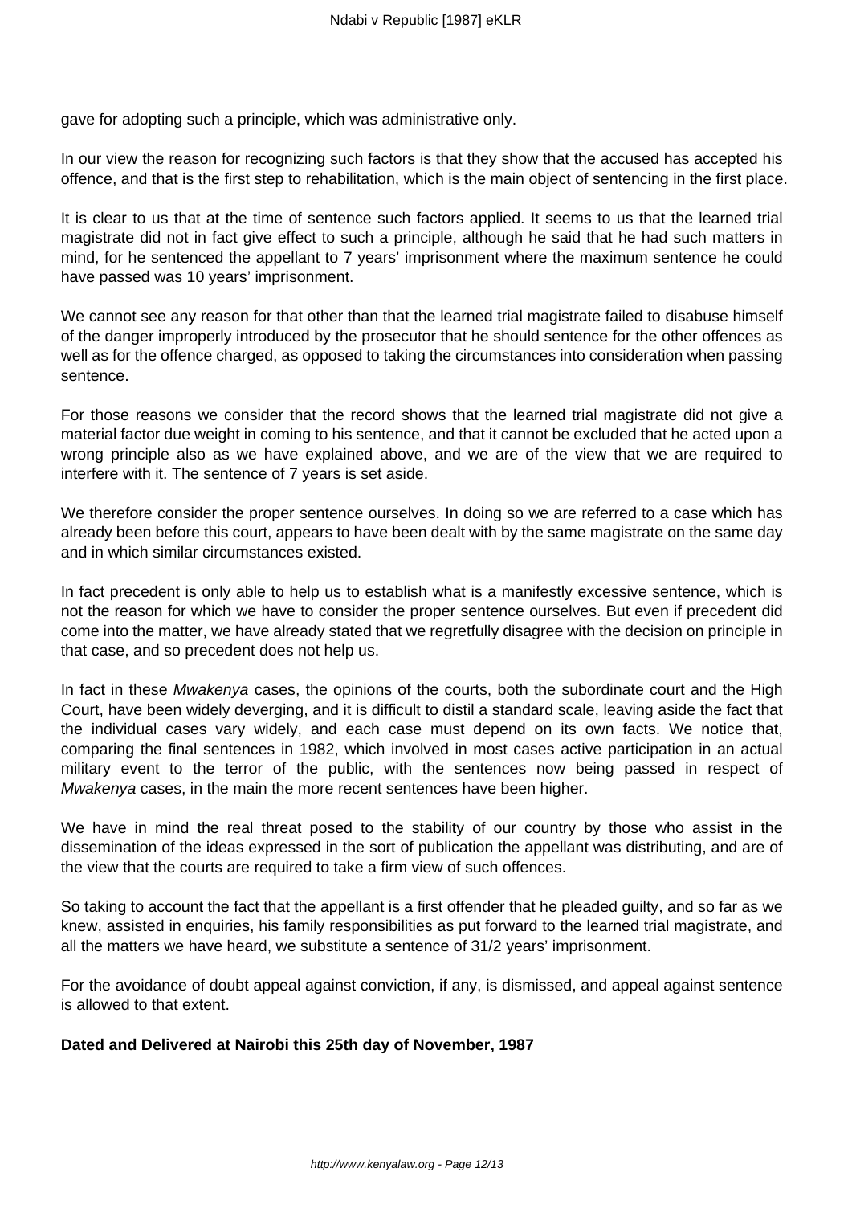gave for adopting such a principle, which was administrative only.

In our view the reason for recognizing such factors is that they show that the accused has accepted his offence, and that is the first step to rehabilitation, which is the main object of sentencing in the first place.

It is clear to us that at the time of sentence such factors applied. It seems to us that the learned trial magistrate did not in fact give effect to such a principle, although he said that he had such matters in mind, for he sentenced the appellant to 7 years' imprisonment where the maximum sentence he could have passed was 10 years' imprisonment.

We cannot see any reason for that other than that the learned trial magistrate failed to disabuse himself of the danger improperly introduced by the prosecutor that he should sentence for the other offences as well as for the offence charged, as opposed to taking the circumstances into consideration when passing sentence.

For those reasons we consider that the record shows that the learned trial magistrate did not give a material factor due weight in coming to his sentence, and that it cannot be excluded that he acted upon a wrong principle also as we have explained above, and we are of the view that we are required to interfere with it. The sentence of 7 years is set aside.

We therefore consider the proper sentence ourselves. In doing so we are referred to a case which has already been before this court, appears to have been dealt with by the same magistrate on the same day and in which similar circumstances existed.

In fact precedent is only able to help us to establish what is a manifestly excessive sentence, which is not the reason for which we have to consider the proper sentence ourselves. But even if precedent did come into the matter, we have already stated that we regretfully disagree with the decision on principle in that case, and so precedent does not help us.

In fact in these *Mwakenya* cases, the opinions of the courts, both the subordinate court and the High Court, have been widely deverging, and it is difficult to distil a standard scale, leaving aside the fact that the individual cases vary widely, and each case must depend on its own facts. We notice that, comparing the final sentences in 1982, which involved in most cases active participation in an actual military event to the terror of the public, with the sentences now being passed in respect of *Mwakenya* cases, in the main the more recent sentences have been higher.

We have in mind the real threat posed to the stability of our country by those who assist in the dissemination of the ideas expressed in the sort of publication the appellant was distributing, and are of the view that the courts are required to take a firm view of such offences.

So taking to account the fact that the appellant is a first offender that he pleaded guilty, and so far as we knew, assisted in enquiries, his family responsibilities as put forward to the learned trial magistrate, and all the matters we have heard, we substitute a sentence of 31/2 years' imprisonment.

For the avoidance of doubt appeal against conviction, if any, is dismissed, and appeal against sentence is allowed to that extent.

**Dated and Delivered at Nairobi this 25th day of November, 1987**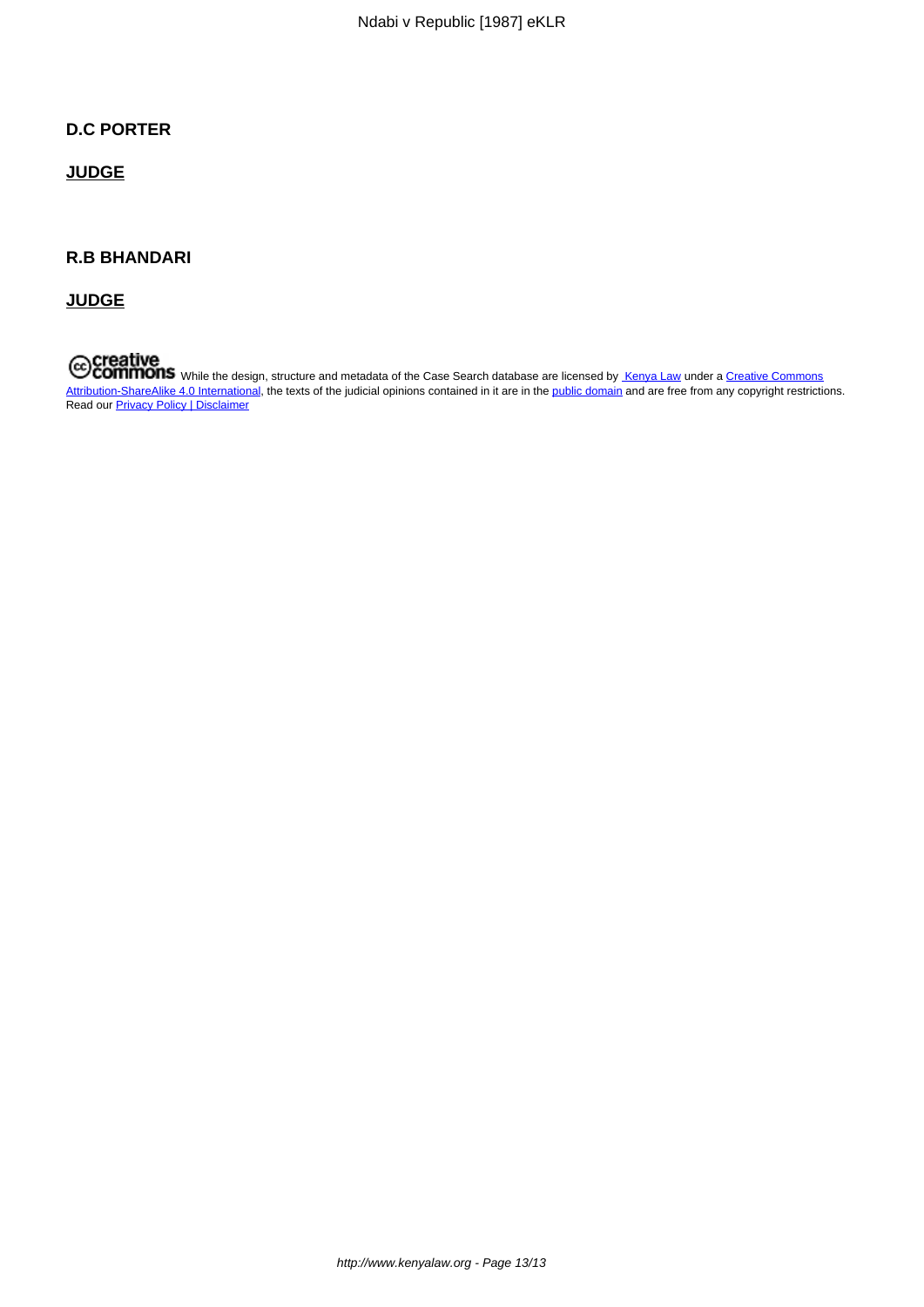**D.C PORTER**

**JUDGE**

**R.B BHANDARI**

**JUDGE**

creative commons While the design, structure and metadata of the Case Search database are licensed by Kenya Law under a Creative Commons Attribution-ShareAlike 4.0 International, the texts of the judicial opinions contained in it are in the public domain and are free from any copyright restrictions. Read our Privacy Policy | Disclaimer